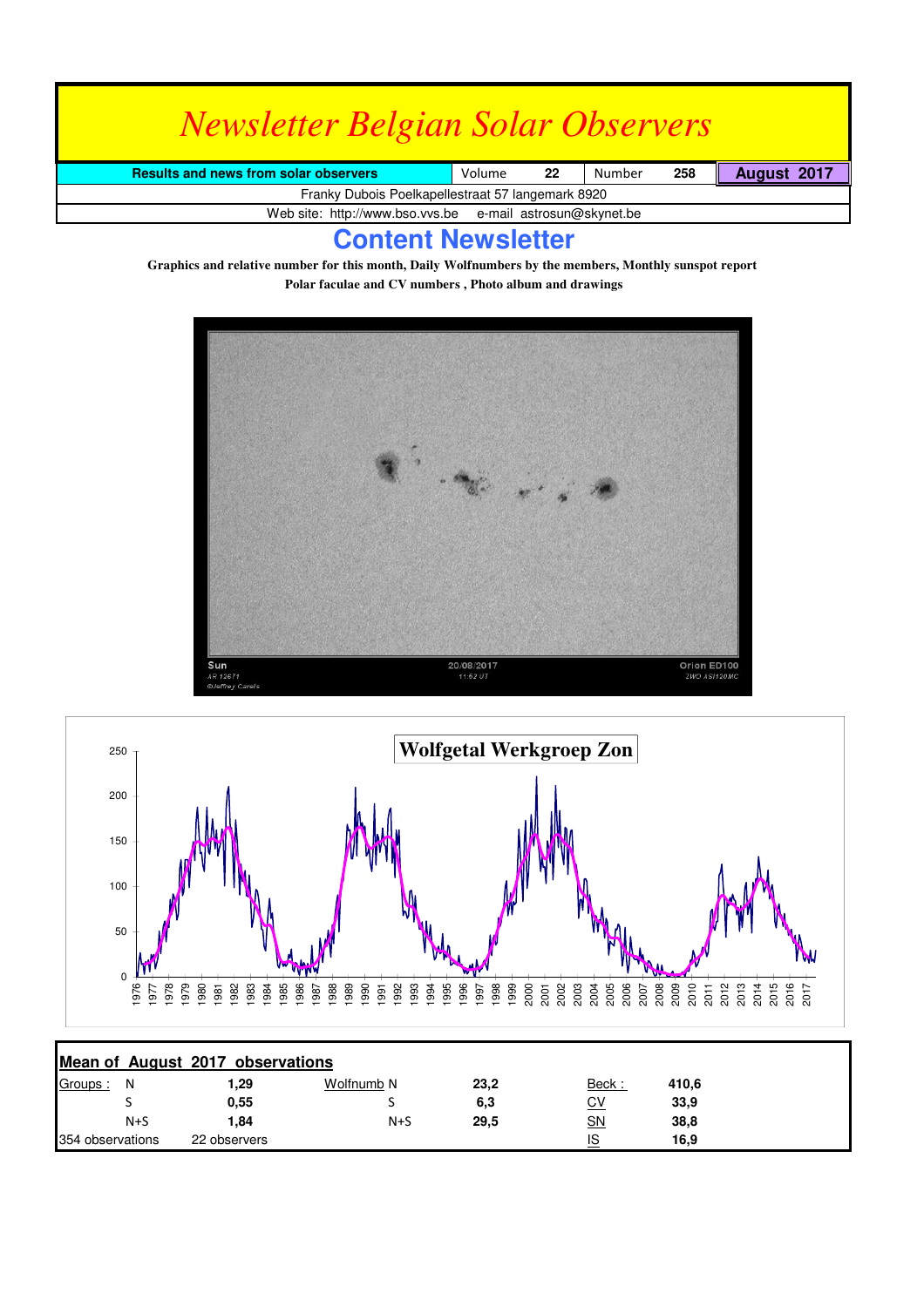# *Newsletter Belgian Solar Observers*

| Results and news from solar observers | Volume | 22 | Number | 258 | August 2017 |
|---|---|---|---|---|---|

Franky Dubois Poelkapellestraat 57 langemark 8920

Web site: http://www.bso.vvs.be e-mail astrosun@skynet.be

## Content Newsletter

**Graphics and relative number for this month, Daily Wolfnumbers by the members, Monthly sunspot report**
**Polar faculae and CV numbers , Photo album and drawings**

Sun
AR 12671
©Jeffrey Carels

20/08/2017
11:52 UT

Orion ED100
ZWO ASI120MC

**Wolfgetal Werkgroep Zon**

**Mean of August 2017 observations**

| Groups : | N | 1,29 | Wolfnumb N | 23,2 | Beck : | 410,6 |
|---|---|---|---|---|---|---|
| | S | 0,55 | S | 6,3 | CV | 33,9 |
| | N+S | 1,84 | N+S | 29,5 | SN | 38,8 |
| 354 observations | | 22 observers | | | IS | 16,9 |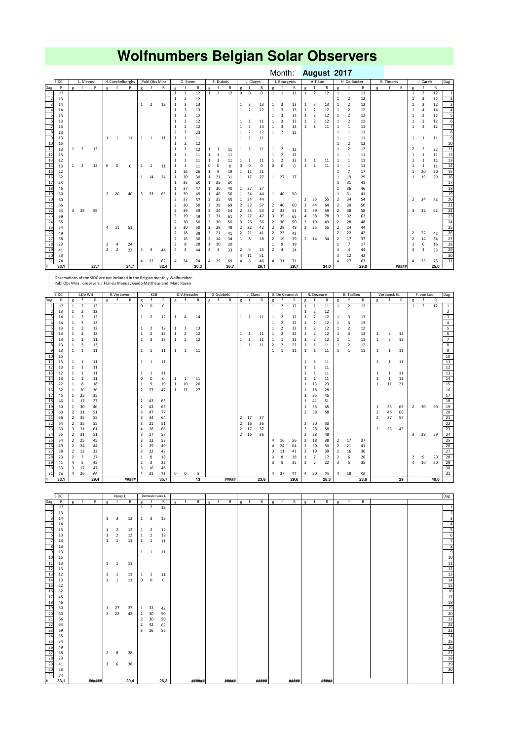# Wolfnumbers Belgian Solar Observers

Month: **August 2017**

| Dag | SIDC | L. Meeus | | | H.Coeckelberghs | | | Publ Obs Mira | | | O. Steen | | | F. Dubois | | | L. Claeys | | | J. Bourgeois | | | A.T.Son | | | H. De Backer | | | B. Thooris | | | J. Carels | | | Dag |
|---|---|---|---|---|---|---|---|---|---|---|---|---|---|---|---|---|---|---|---|---|---|---|---|---|---|---|---|---|---|---|---|---|---|---|---|---|
| Dag | R | g | f | R | g | f | R | g | f | R | g | f | R | g | f | R | g | f | R | g | f | R | g | f | R | g | f | R | g | f | R | g | f | R | |
| 1 | 13 | | | | | | | | | | 1 | 2 | 12 | 1 | 2 | 12 | 0 | 0 | 0 | 1 | 1 | 11 | 1 | 2 | 12 | 1 | 1 | 11 | | | | 1 | 2 | 12 | 1 |
| 2 | 13 | | | | | | | | | | 1 | 2 | 12 | | | | | | | | | | | | | 1 | 2 | 12 | | | | 1 | 2 | 12 | 2 |
| 3 | 14 | | | | | | | 1 | 2 | 12 | 1 | 3 | 13 | | | | 1 | 3 | 13 | 1 | 3 | 13 | 1 | 3 | 13 | 1 | 2 | 12 | | | | 1 | 2 | 12 | 3 |
| 4 | 14 | | | | | | | | | | 1 | 3 | 13 | | | | 1 | 2 | 12 | 1 | 3 | 13 | 1 | 2 | 12 | 1 | 2 | 12 | | | | 1 | 4 | 14 | 4 |
| 5 | 13 | | | | | | | | | | 1 | 2 | 12 | | | | | | | 1 | 3 | 13 | 1 | 2 | 12 | 1 | 2 | 12 | | | | 1 | 2 | 12 | 5 |
| 6 | 13 | | | | | | | | | | 1 | 2 | 12 | | | | 1 | 1 | 11 | 1 | 3 | 13 | 1 | 2 | 12 | 1 | 2 | 12 | | | | 1 | 2 | 12 | 6 |
| 7 | 13 | | | | | | | | | | 1 | 2 | 12 | | | | 1 | 3 | 13 | 1 | 3 | 13 | 1 | 1 | 11 | 1 | 1 | 11 | | | | 1 | 2 | 12 | 7 |
| 8 | 13 | | | | | | | | | | 2 | 3 | 23 | | | | 1 | 2 | 12 | 1 | 2 | 12 | | | | 1 | 1 | 11 | | | | | | | 8 |
| 9 | 13 | | | | 1 | 1 | 11 | 1 | 1 | 11 | 1 | 1 | 11 | | | | 1 | 1 | 11 | | | | | | | 1 | 1 | 11 | | | | 1 | 1 | 11 | 9 |
| 10 | 15 | | | | | | | | | | 1 | 2 | 12 | | | | | | | | | | | | | 1 | 2 | 12 | | | | | | | 10 |
| 11 | 13 | 1 | 2 | 12 | | | | | | | 1 | 2 | 12 | 1 | 1 | 11 | 1 | 1 | 11 | 1 | 2 | 12 | | | | 1 | 2 | 12 | | | | 2 | 2 | 22 | 11 |
| 12 | 13 | | | | | | | | | | 1 | 1 | 11 | 1 | 1 | 11 | | | | 1 | 2 | 12 | | | | 1 | 1 | 11 | | | | 1 | 1 | 11 | 12 |
| 13 | 12 | | | | | | | | | | 1 | 1 | 11 | 1 | 1 | 11 | 1 | 1 | 11 | 1 | 2 | 12 | 1 | 1 | 11 | 1 | 1 | 11 | | | | 1 | 1 | 11 | 13 |
| 14 | 13 | 1 | 2 | 12 | 0 | 0 | 0 | 1 | 1 | 11 | 1 | 1 | 11 | 0 | 0 | 0 | 0 | 0 | 0 | 0 | 0 | 0 | 1 | 1 | 11 | 1 | 1 | 11 | | | | 1 | 1 | 11 | 14 |
| 15 | 22 | | | | | | | | | | 1 | 16 | 26 | 1 | 9 | 19 | 1 | 11 | 21 | | | | | | | 1 | 7 | 17 | | | | 1 | 20 | 30 | 15 |
| 16 | 32 | | | | | | | 1 | 14 | 24 | 1 | 20 | 30 | 1 | 21 | 31 | 1 | 17 | 27 | 1 | 27 | 37 | | | | 1 | 19 | 29 | | | | 1 | 19 | 29 | 16 |
| 17 | 45 | | | | | | | | | | 1 | 35 | 45 | 1 | 35 | 45 | | | | | | | | | | 1 | 31 | 41 | | | | | | | 17 |
| 18 | 46 | | | | | | | | | | 1 | 37 | 47 | 1 | 30 | 40 | 1 | 27 | 37 | | | | | | | 1 | 36 | 46 | | | | | | | 18 |
| 19 | 50 | | | | 2 | 20 | 40 | 3 | 33 | 63 | 1 | 39 | 49 | 1 | 46 | 56 | 1 | 34 | 44 | 1 | 40 | 50 | | | | 1 | 31 | 41 | | | | | | | 19 |
| 20 | 60 | | | | | | | | | | 2 | 37 | 57 | 2 | 35 | 55 | 1 | 34 | 44 | | | | 2 | 35 | 55 | 2 | 34 | 54 | | | | 2 | 34 | 54 | 20 |
| 21 | 66 | | | | | | | | | | 2 | 30 | 50 | 3 | 39 | 69 | 2 | 37 | 57 | 2 | 40 | 60 | 2 | 44 | 64 | 2 | 30 | 50 | | | | | | | 21 |
| 22 | 64 | 3 | 29 | 59 | | | | | | | 2 | 39 | 59 | 2 | 34 | 54 | 2 | 33 | 53 | 2 | 33 | 53 | 2 | 39 | 59 | 2 | 38 | 58 | | | | 3 | 32 | 62 | 22 |
| 23 | 69 | | | | | | | | | | 3 | 19 | 49 | 3 | 31 | 61 | 2 | 27 | 47 | 3 | 35 | 65 | 4 | 38 | 78 | 3 | 32 | 62 | | | | | | | 23 |
| 24 | 55 | | | | | | | | | | 2 | 30 | 50 | 2 | 30 | 50 | 3 | 26 | 56 | 2 | 30 | 50 | 3 | 19 | 49 | 2 | 28 | 48 | | | | | | | 24 |
| 25 | 54 | | | | 4 | 11 | 51 | | | | 2 | 30 | 50 | 2 | 28 | 48 | 2 | 22 | 42 | 2 | 28 | 48 | 3 | 25 | 55 | 2 | 24 | 44 | | | | | | | 25 |
| 26 | 49 | | | | | | | | | | 2 | 18 | 38 | 2 | 21 | 41 | 2 | 21 | 41 | 2 | 23 | 43 | | | | 2 | 22 | 42 | | | | 2 | 22 | 42 | 26 |
| 27 | 38 | | | | | | | | | | 2 | 16 | 36 | 2 | 14 | 34 | 1 | 8 | 18 | 2 | 19 | 39 | 2 | 14 | 34 | 2 | 17 | 37 | | | | 2 | 14 | 34 | 27 |
| 28 | 23 | | | | 2 | 4 | 24 | | | | 2 | 8 | 28 | 1 | 10 | 20 | | | | 1 | 9 | 19 | | | | 1 | 7 | 17 | | | | 1 | 6 | 16 | 28 |
| 29 | 41 | | | | 2 | 2 | 22 | 4 | 4 | 44 | 4 | 4 | 44 | 3 | 3 | 33 | 2 | 5 | 25 | 2 | 4 | 24 | | | | 4 | 4 | 44 | | | | 3 | 3 | 33 | 29 |
| 30 | 53 | | | | | | | | | | | | | | | | 4 | 11 | 51 | | | | | | | 3 | 12 | 42 | | | | | | | 30 |
| 31 | 74 | | | | | | | 4 | 22 | 62 | 4 | 34 | 74 | 4 | 29 | 69 | 4 | 6 | 46 | 4 | 31 | 71 | | | | 4 | 27 | 67 | | | | 4 | 33 | 73 | 31 |
| # | 33,1 | | | 27,7 | | | 24,7 | | | 32,4 | | | 30,3 | | | 36,7 | | | 28,1 | | | 29,7 | | | 34,0 | | | 29,0 | | | ##### | | | 25,0 | |

Observations of the SIDC are not included in the Belgian monthly Wolfnumber.
Publ Obs Mira : observers : Francis Meeus , Guido Mattheus and Marc Rayen

| Dag | SIDC | J.De Wit | | | R.Verboven | | | KSB | | | D.V.Hessche | | | G.Gubbels | | | J. Claes | | | E. De Ceuninck | | | R. Dezeure | | | B. Taillieu | | | Verbanck G. | | | F. van Loo | | | Dag |
|---|---|---|---|---|---|---|---|---|---|---|---|---|---|---|---|---|---|---|---|---|---|---|---|---|---|---|---|---|---|---|---|---|---|---|---|---|
| Dag | R | g | f | R | g | f | R | g | f | R | g | f | R | g | f | R | g | f | R | g | f | R | g | f | R | g | f | R | g | f | R | g | f | R | |
| 1 | 13 | 1 | 2 | 12 | | | | 0 | 0 | 0 | | | | | | | | | | 1 | 2 | 12 | 1 | 1 | 11 | 1 | 2 | 12 | | | | 1 | 2 | 12 | 1 |
| 2 | 13 | 1 | 2 | 12 | | | | | | | | | | | | | | | | | | | 1 | 2 | 12 | | | | | | | | | | 2 |
| 3 | 14 | 1 | 2 | 12 | | | | 1 | 2 | 12 | 1 | 4 | 14 | | | | 1 | 1 | 11 | 1 | 2 | 12 | 1 | 2 | 12 | 1 | 3 | 13 | | | | | | | 3 |
| 4 | 14 | 1 | 3 | 13 | | | | | | | | | | | | | | | | 1 | 2 | 12 | 1 | 2 | 12 | 1 | 3 | 13 | | | | | | | 4 |
| 5 | 13 | 1 | 2 | 12 | | | | 1 | 2 | 12 | 1 | 3 | 13 | | | | | | | 1 | 2 | 12 | 1 | 2 | 12 | 1 | 2 | 12 | | | | | | | 5 |
| 6 | 13 | 1 | 2 | 12 | | | | 1 | 2 | 12 | 1 | 2 | 12 | | | | 1 | 1 | 11 | 1 | 2 | 12 | 1 | 2 | 12 | 1 | 3 | 13 | 1 | 2 | 12 | | | | 6 |
| 7 | 13 | 1 | 1 | 11 | | | | 1 | 3 | 13 | 1 | 2 | 12 | | | | 1 | 1 | 11 | 1 | 1 | 11 | 1 | 2 | 12 | 1 | 1 | 11 | 1 | 2 | 12 | | | | 7 |
| 8 | 13 | 1 | 3 | 13 | | | | | | | | | | | | | 1 | 1 | 11 | 2 | 2 | 22 | 1 | 1 | 11 | 1 | 2 | 12 | | | | | | | 8 |
| 9 | 13 | 1 | 1 | 11 | | | | 1 | 1 | 11 | 1 | 1 | 11 | | | | | | | 1 | 1 | 11 | 1 | 1 | 11 | 1 | 1 | 11 | 1 | 1 | 11 | | | | 9 |
| 10 | 15 | | | | | | | | | | | | | | | | | | | | | | | | | | | | | | | | | | 10 |
| 11 | 13 | 1 | 1 | 11 | | | | 1 | 1 | 11 | | | | | | | | | | | | | 1 | 1 | 11 | | | | 1 | 1 | 11 | | | | 11 |
| 12 | 13 | 1 | 1 | 11 | | | | | | | | | | | | | | | | | | | 1 | 1 | 11 | | | | | | | | | | 12 |
| 13 | 12 | 1 | 1 | 11 | | | | 1 | 1 | 11 | | | | | | | | | | | | | 1 | 1 | 11 | | | | 1 | 1 | 11 | | | | 13 |
| 14 | 13 | 1 | 1 | 11 | | | | 0 | 0 | 0 | 1 | 1 | 11 | | | | | | | | | | 1 | 1 | 11 | | | | 1 | 1 | 11 | | | | 14 |
| 15 | 22 | 1 | 8 | 18 | | | | 1 | 9 | 19 | 1 | 10 | 20 | | | | | | | | | | 1 | 13 | 23 | | | | 1 | 11 | 21 | | | | 15 |
| 16 | 32 | 1 | 20 | 30 | | | | 2 | 27 | 47 | 1 | 17 | 27 | | | | | | | | | | 1 | 18 | 28 | | | | | | | | | | 16 |
| 17 | 45 | 1 | 25 | 35 | | | | | | | | | | | | | | | | | | | 1 | 35 | 45 | | | | | | | | | | 17 |
| 18 | 46 | 1 | 17 | 27 | | | | 2 | 43 | 63 | | | | | | | | | | | | | 1 | 41 | 51 | | | | | | | | | | 18 |
| 19 | 50 | 1 | 30 | 40 | | | | 2 | 43 | 63 | | | | | | | | | | | | | 1 | 35 | 45 | | | | 1 | 53 | 63 | 2 | 30 | 50 | 19 |
| 20 | 60 | 2 | 31 | 51 | | | | 3 | 47 | 77 | | | | | | | | | | | | | 2 | 38 | 58 | | | | 2 | 46 | 66 | | | | 20 |
| 21 | 66 | 2 | 35 | 55 | | | | 3 | 34 | 64 | | | | | | | 2 | 17 | 37 | | | | | | | | | | 2 | 37 | 57 | | | | 21 |
| 22 | 64 | 2 | 35 | 55 | | | | 3 | 21 | 51 | | | | | | | 2 | 16 | 36 | | | | 2 | 30 | 50 | | | | | | | | | | 22 |
| 23 | 69 | 3 | 31 | 61 | | | | 4 | 28 | 68 | | | | | | | 2 | 17 | 37 | | | | 3 | 28 | 58 | | | | 2 | 23 | 43 | | | | 23 |
| 24 | 55 | 2 | 31 | 51 | | | | 3 | 27 | 57 | | | | | | | 2 | 16 | 36 | | | | 2 | 28 | 48 | | | | | | | 3 | 29 | 59 | 24 |
| 25 | 54 | 2 | 25 | 45 | | | | 3 | 23 | 53 | | | | | | | | | | 4 | 16 | 56 | 2 | 18 | 38 | 2 | 17 | 37 | | | | | | | 25 |
| 26 | 49 | 2 | 24 | 44 | | | | 2 | 29 | 49 | | | | | | | | | | 4 | 24 | 64 | 2 | 30 | 50 | 2 | 21 | 41 | | | | | | | 26 |
| 27 | 38 | 2 | 12 | 32 | | | | 2 | 22 | 42 | | | | | | | | | | 3 | 11 | 41 | 2 | 19 | 39 | 2 | 16 | 36 | | | | | | | 27 |
| 28 | 23 | 2 | 7 | 27 | | | | 1 | 8 | 18 | | | | | | | | | | 3 | 8 | 38 | 1 | 7 | 17 | 2 | 6 | 26 | | | | 2 | 9 | 29 | 28 |
| 29 | 41 | 4 | 5 | 45 | | | | 2 | 2 | 22 | | | | | | | | | | 3 | 5 | 35 | 2 | 2 | 22 | 3 | 5 | 35 | | | | 4 | 10 | 50 | 29 |
| 30 | 53 | 3 | 17 | 47 | | | | 3 | 16 | 46 | | | | | | | | | | | | | | | | | | | | | | | | | 30 |
| 31 | 74 | 4 | 26 | 66 | | | | 4 | 31 | 71 | 0 | 0 | 0 | | | | | | | 4 | 37 | 77 | 4 | 30 | 70 | 4 | 18 | 58 | | | | | | | 31 |
| # | 33,1 | | | 29,4 | | | ##### | | | 35,7 | | | 13 | | | ##### | | | 23,8 | | | 29,6 | | | 28,3 | | | 23,6 | | | 29 | | | 40,0 | |

| Dag | SIDC | | | | Neys J. | | | Demeulenaere I. | | | | | | | | | | | | | | | | | | Dag |
|---|---|---|---|---|---|---|---|---|---|---|---|---|---|---|---|---|---|---|---|---|---|---|---|---|---|---|
| Dag | R | g | f | R | g | f | R | g | f | R | g | f | R | g | f | R | g | f | R | g | f | R | g | f | R | |
| 1 | 13 | | | | | | | 1 | 2 | 12 | | | | | | | | | | | | | | | | 1 |
| 2 | 13 | | | | | | | | | | | | | | | | | | | | | | | | | 2 |
| 3 | 14 | | | | 1 | 3 | 13 | 1 | 3 | 13 | | | | | | | | | | | | | | | | 3 |
| 4 | 14 | | | | | | | | | | | | | | | | | | | | | | | | | 4 |
| 5 | 13 | | | | 1 | 2 | 12 | 1 | 2 | 12 | | | | | | | | | | | | | | | | 5 |
| 6 | 13 | | | | 1 | 2 | 12 | 1 | 2 | 12 | | | | | | | | | | | | | | | | 6 |
| 7 | 13 | | | | 1 | 1 | 11 | 1 | 1 | 11 | | | | | | | | | | | | | | | | 7 |
| 8 | 13 | | | | | | | | | | | | | | | | | | | | | | | | | 8 |
| 9 | 13 | | | | | | | 1 | 1 | 11 | | | | | | | | | | | | | | | | 9 |
| 10 | 15 | | | | | | | | | | | | | | | | | | | | | | | | | 10 |
| 11 | 13 | | | | 1 | 1 | 11 | | | | | | | | | | | | | | | | | | | 11 |
| 12 | 13 | | | | | | | | | | | | | | | | | | | | | | | | | 12 |
| 13 | 12 | | | | 1 | 1 | 11 | 1 | 1 | 11 | | | | | | | | | | | | | | | | 13 |
| 14 | 13 | | | | 1 | 1 | 11 | 0 | 0 | 0 | | | | | | | | | | | | | | | | 14 |
| 15 | 22 | | | | | | | | | | | | | | | | | | | | | | | | | 15 |
| 16 | 32 | | | | | | | | | | | | | | | | | | | | | | | | | 16 |
| 17 | 45 | | | | | | | | | | | | | | | | | | | | | | | | | 17 |
| 18 | 46 | | | | | | | | | | | | | | | | | | | | | | | | | 18 |
| 19 | 50 | | | | 1 | 27 | 37 | 1 | 32 | 42 | | | | | | | | | | | | | | | | 19 |
| 20 | 60 | | | | 2 | 22 | 42 | 2 | 30 | 50 | | | | | | | | | | | | | | | | 20 |
| 21 | 66 | | | | | | | 2 | 30 | 50 | | | | | | | | | | | | | | | | 21 |
| 22 | 64 | | | | | | | 2 | 42 | 62 | | | | | | | | | | | | | | | | 22 |
| 23 | 69 | | | | | | | 3 | 26 | 56 | | | | | | | | | | | | | | | | 23 |
| 24 | 55 | | | | | | | | | | | | | | | | | | | | | | | | | 24 |
| 25 | 54 | | | | | | | | | | | | | | | | | | | | | | | | | 25 |
| 26 | 49 | | | | | | | | | | | | | | | | | | | | | | | | | 26 |
| 27 | 38 | | | | 2 | 8 | 28 | | | | | | | | | | | | | | | | | | | 27 |
| 28 | 23 | | | | | | | | | | | | | | | | | | | | | | | | | 28 |
| 29 | 41 | | | | 3 | 6 | 36 | | | | | | | | | | | | | | | | | | | 29 |
| 30 | 53 | | | | | | | | | | | | | | | | | | | | | | | | | 30 |
| 31 | 74 | | | | | | | | | | | | | | | | | | | | | | | | | 31 |
| # | 33,1 | | | ###### | | | 20,4 | | | 26,3 | | | ###### | | | ##### | | | ##### | | | ##### | | | ##### | |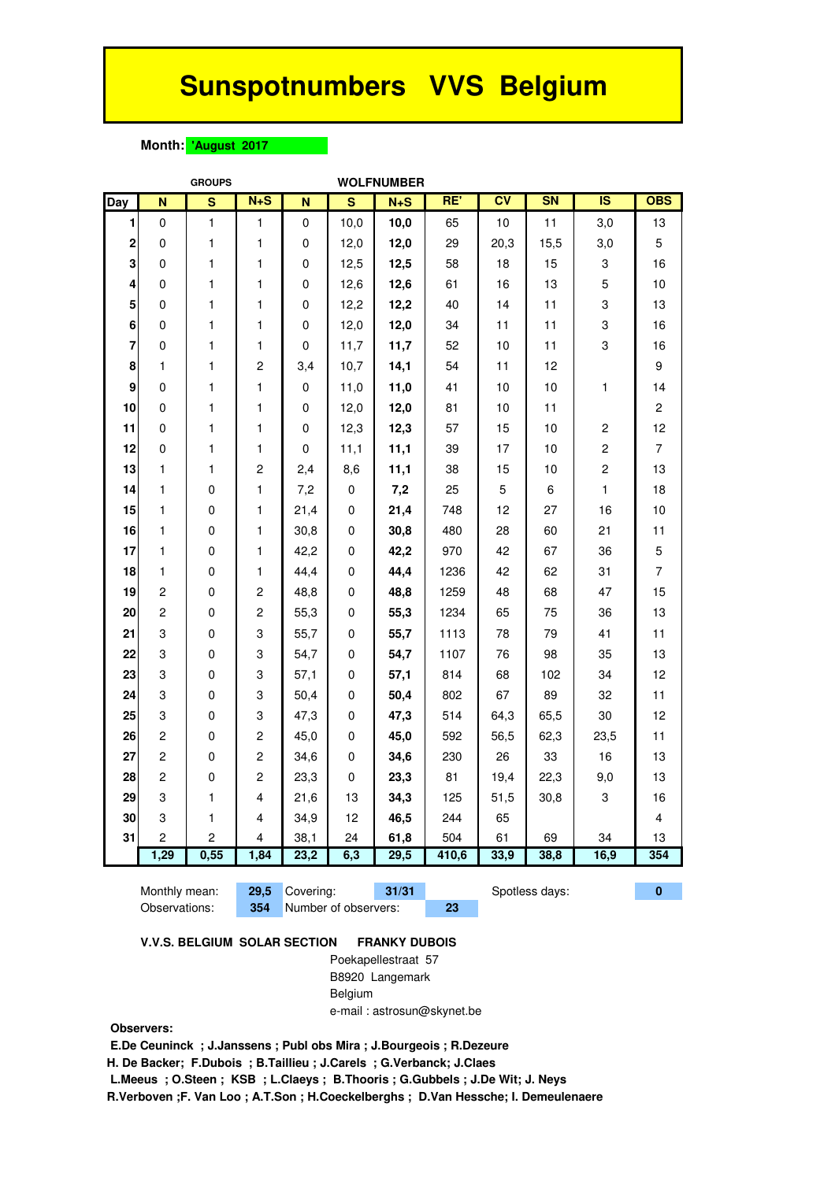# Sunspotnumbers VVS Belgium

**Month:** 'August 2017

| | GROUPS | | | WOLFNUMBER | | | | | | | |
|---|---|---|---|---|---|---|---|---|---|---|---|
| **Day** | **N** | **S** | **N+S** | **N** | **S** | **N+S** | **RE'** | **CV** | **SN** | **IS** | **OBS** |
| 1 | 0 | 1 | 1 | 0 | 10,0 | **10,0** | 65 | 10 | 11 | 3,0 | 13 |
| 2 | 0 | 1 | 1 | 0 | 12,0 | **12,0** | 29 | 20,3 | 15,5 | 3,0 | 5 |
| 3 | 0 | 1 | 1 | 0 | 12,5 | **12,5** | 58 | 18 | 15 | 3 | 16 |
| 4 | 0 | 1 | 1 | 0 | 12,6 | **12,6** | 61 | 16 | 13 | 5 | 10 |
| 5 | 0 | 1 | 1 | 0 | 12,2 | **12,2** | 40 | 14 | 11 | 3 | 13 |
| 6 | 0 | 1 | 1 | 0 | 12,0 | **12,0** | 34 | 11 | 11 | 3 | 16 |
| 7 | 0 | 1 | 1 | 0 | 11,7 | **11,7** | 52 | 10 | 11 | 3 | 16 |
| 8 | 1 | 1 | 2 | 3,4 | 10,7 | **14,1** | 54 | 11 | 12 | | 9 |
| 9 | 0 | 1 | 1 | 0 | 11,0 | **11,0** | 41 | 10 | 10 | 1 | 14 |
| 10 | 0 | 1 | 1 | 0 | 12,0 | **12,0** | 81 | 10 | 11 | | 2 |
| 11 | 0 | 1 | 1 | 0 | 12,3 | **12,3** | 57 | 15 | 10 | 2 | 12 |
| 12 | 0 | 1 | 1 | 0 | 11,1 | **11,1** | 39 | 17 | 10 | 2 | 7 |
| 13 | 1 | 1 | 2 | 2,4 | 8,6 | **11,1** | 38 | 15 | 10 | 2 | 13 |
| 14 | 1 | 0 | 1 | 7,2 | 0 | **7,2** | 25 | 5 | 6 | 1 | 18 |
| 15 | 1 | 0 | 1 | 21,4 | 0 | **21,4** | 748 | 12 | 27 | 16 | 10 |
| 16 | 1 | 0 | 1 | 30,8 | 0 | **30,8** | 480 | 28 | 60 | 21 | 11 |
| 17 | 1 | 0 | 1 | 42,2 | 0 | **42,2** | 970 | 42 | 67 | 36 | 5 |
| 18 | 1 | 0 | 1 | 44,4 | 0 | **44,4** | 1236 | 42 | 62 | 31 | 7 |
| 19 | 2 | 0 | 2 | 48,8 | 0 | **48,8** | 1259 | 48 | 68 | 47 | 15 |
| 20 | 2 | 0 | 2 | 55,3 | 0 | **55,3** | 1234 | 65 | 75 | 36 | 13 |
| 21 | 3 | 0 | 3 | 55,7 | 0 | **55,7** | 1113 | 78 | 79 | 41 | 11 |
| 22 | 3 | 0 | 3 | 54,7 | 0 | **54,7** | 1107 | 76 | 98 | 35 | 13 |
| 23 | 3 | 0 | 3 | 57,1 | 0 | **57,1** | 814 | 68 | 102 | 34 | 12 |
| 24 | 3 | 0 | 3 | 50,4 | 0 | **50,4** | 802 | 67 | 89 | 32 | 11 |
| 25 | 3 | 0 | 3 | 47,3 | 0 | **47,3** | 514 | 64,3 | 65,5 | 30 | 12 |
| 26 | 2 | 0 | 2 | 45,0 | 0 | **45,0** | 592 | 56,5 | 62,3 | 23,5 | 11 |
| 27 | 2 | 0 | 2 | 34,6 | 0 | **34,6** | 230 | 26 | 33 | 16 | 13 |
| 28 | 2 | 0 | 2 | 23,3 | 0 | **23,3** | 81 | 19,4 | 22,3 | 9,0 | 13 |
| 29 | 3 | 1 | 4 | 21,6 | 13 | **34,3** | 125 | 51,5 | 30,8 | 3 | 16 |
| 30 | 3 | 1 | 4 | 34,9 | 12 | **46,5** | 244 | 65 | | | 4 |
| 31 | 2 | 2 | 4 | 38,1 | 24 | **61,8** | 504 | 61 | 69 | 34 | 13 |
| | **1,29** | **0,55** | **1,84** | **23,2** | **6,3** | **29,5** | **410,6** | **33,9** | **38,8** | **16,9** | **354** |

| | | | | | |
|---|---|---|---|---|---|
| Monthly mean: | **29,5** | Covering: | **31/31** | Spotless days: | **0** |
| Observations: | **354** | Number of observers: | **23** | | |

**V.V.S. BELGIUM SOLAR SECTION** **FRANKY DUBOIS**

Poekapellestraat 57
B8920 Langemark
Belgium
e-mail : astrosun@skynet.be

**Observers:**

**E.De Ceuninck ; J.Janssens ; Publ obs Mira ; J.Bourgeois ; R.Dezeure**
**H. De Backer; F.Dubois ; B.Taillieu ; J.Carels ; G.Verbanck; J.Claes**
**L.Meeus ; O.Steen ; KSB ; L.Claeys ; B.Thooris ; G.Gubbels ; J.De Wit; J. Neys**
**R.Verboven ;F. Van Loo ; A.T.Son ; H.Coeckelberghs ; D.Van Hessche; I. Demeulenaere**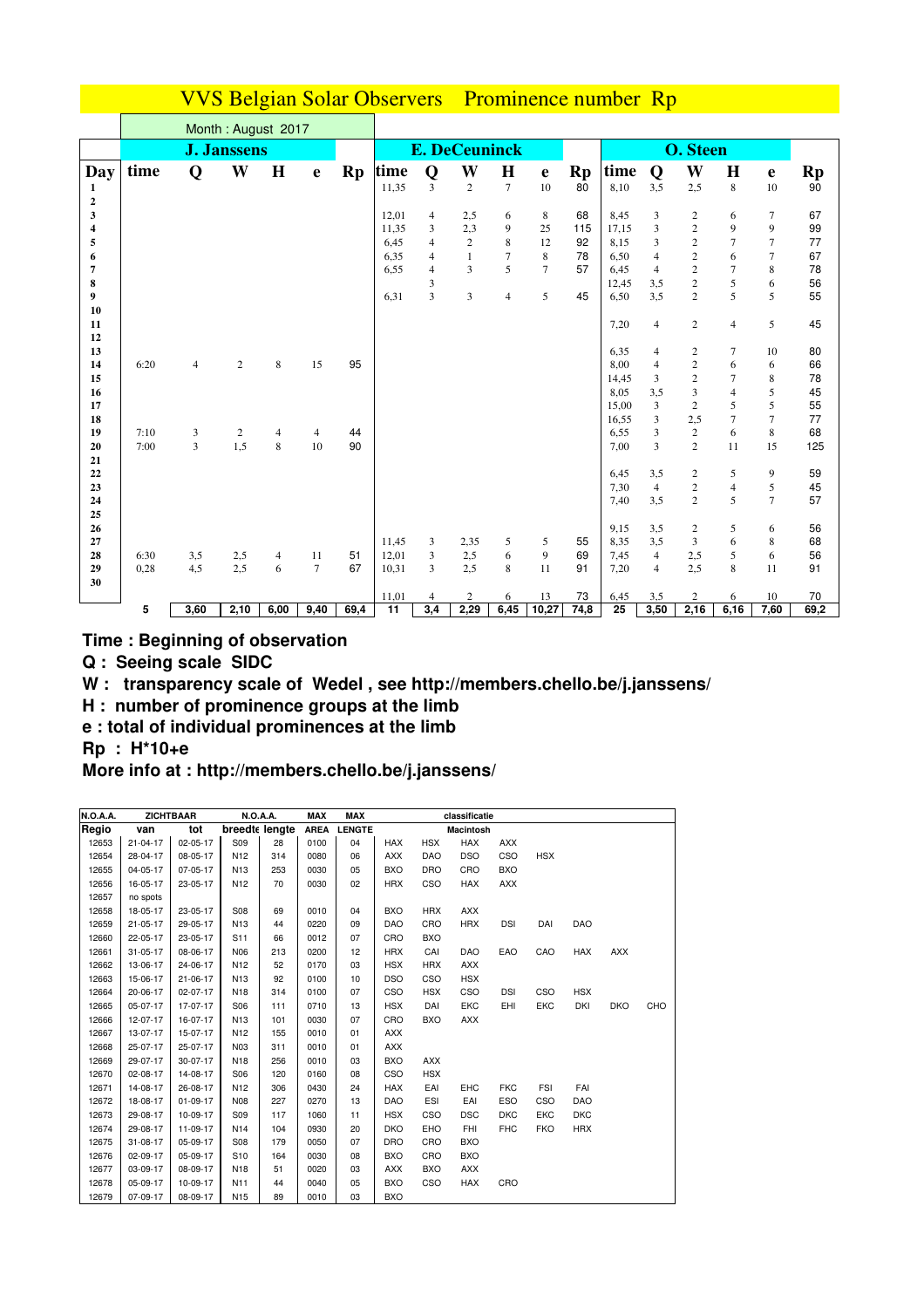# VVS Belgian Solar Observers   Prominence number Rp

Month : August 2017

| | J. Janssens | | | | | | E. DeCeuninck | | | | | | O. Steen | | | | | |
|---|---|---|---|---|---|---|---|---|---|---|---|---|---|---|---|---|---|---|
| **Day** | **time** | **Q** | **W** | **H** | **e** | **Rp** | **time** | **Q** | **W** | **H** | **e** | **Rp** | **time** | **Q** | **W** | **H** | **e** | **Rp** |
| 1 | | | | | | | 11,35 | 3 | 2 | 7 | 10 | 80 | 8,10 | 3,5 | 2,5 | 8 | 10 | 90 |
| 2 | | | | | | | | | | | | | | | | | | |
| 3 | | | | | | | 12,01 | 4 | 2,5 | 6 | 8 | 68 | 8,45 | 3 | 2 | 6 | 7 | 67 |
| 4 | | | | | | | 11,35 | 3 | 2,3 | 9 | 25 | 115 | 17,15 | 3 | 2 | 9 | 9 | 99 |
| 5 | | | | | | | 6,45 | 4 | 2 | 8 | 12 | 92 | 8,15 | 3 | 2 | 7 | 7 | 77 |
| 6 | | | | | | | 6,35 | 4 | 1 | 7 | 8 | 78 | 6,50 | 4 | 2 | 6 | 7 | 67 |
| 7 | | | | | | | 6,55 | 4 | 3 | 5 | 7 | 57 | 6,45 | 4 | 2 | 7 | 8 | 78 |
| 8 | | | | | | | | 3 | | | | | 12,45 | 3,5 | 2 | 5 | 6 | 56 |
| 9 | | | | | | | 6,31 | 3 | 3 | 4 | 5 | 45 | 6,50 | 3,5 | 2 | 5 | 5 | 55 |
| 10 | | | | | | | | | | | | | | | | | | |
| 11 | | | | | | | | | | | | | 7,20 | 4 | 2 | 4 | 5 | 45 |
| 12 | | | | | | | | | | | | | | | | | | |
| 13 | | | | | | | | | | | | | 6,35 | 4 | 2 | 7 | 10 | 80 |
| 14 | 6:20 | 4 | 2 | 8 | 15 | 95 | | | | | | | 8,00 | 4 | 2 | 6 | 6 | 66 |
| 15 | | | | | | | | | | | | | 14,45 | 3 | 2 | 7 | 8 | 78 |
| 16 | | | | | | | | | | | | | 8,05 | 3,5 | 3 | 4 | 5 | 45 |
| 17 | | | | | | | | | | | | | 15,00 | 3 | 2 | 5 | 5 | 55 |
| 18 | | | | | | | | | | | | | 16,55 | 3 | 2,5 | 7 | 7 | 77 |
| 19 | 7:10 | 3 | 2 | 4 | 4 | 44 | | | | | | | 6,55 | 3 | 2 | 6 | 8 | 68 |
| 20 | 7:00 | 3 | 1,5 | 8 | 10 | 90 | | | | | | | 7,00 | 3 | 2 | 11 | 15 | 125 |
| 21 | | | | | | | | | | | | | | | | | | |
| 22 | | | | | | | | | | | | | 6,45 | 3,5 | 2 | 5 | 9 | 59 |
| 23 | | | | | | | | | | | | | 7,30 | 4 | 2 | 4 | 5 | 45 |
| 24 | | | | | | | | | | | | | 7,40 | 3,5 | 2 | 5 | 7 | 57 |
| 25 | | | | | | | | | | | | | | | | | | |
| 26 | | | | | | | | | | | | | 9,15 | 3,5 | 2 | 5 | 6 | 56 |
| 27 | | | | | | | 11,45 | 3 | 2,35 | 5 | 5 | 55 | 8,35 | 3,5 | 3 | 6 | 8 | 68 |
| 28 | 6:30 | 3,5 | 2,5 | 4 | 11 | 51 | 12,01 | 3 | 2,5 | 6 | 9 | 69 | 7,45 | 4 | 2,5 | 5 | 6 | 56 |
| 29 | 0,28 | 4,5 | 2,5 | 6 | 7 | 67 | 10,31 | 3 | 2,5 | 8 | 11 | 91 | 7,20 | 4 | 2,5 | 8 | 11 | 91 |
| 30 | | | | | | | | | | | | | | | | | | |
| | | | | | | | 11,01 | 4 | 2 | 6 | 13 | 73 | 6,45 | 3,5 | 2 | 6 | 10 | 70 |
| | 5 | 3,60 | 2,10 | 6,00 | 9,40 | 69,4 | 11 | 3,4 | 2,29 | 6,45 | 10,27 | 74,8 | 25 | 3,50 | 2,16 | 6,16 | 7,60 | 69,2 |

**Time : Beginning of observation**

**Q : Seeing scale SIDC**

**W : transparency scale of Wedel , see http://members.chello.be/j.janssens/**

**H : number of prominence groups at the limb**

**e : total of individual prominences at the limb**

**Rp : H*10+e**

**More info at : http://members.chello.be/j.janssens/**

| N.O.A.A. | ZICHTBAAR | | N.O.A.A. | | MAX | MAX | classificatie | | | | | | | | |
|---|---|---|---|---|---|---|---|---|---|---|---|---|---|---|---|
| Regio | van | tot | breedte | lengte | AREA | LENGTE | Macintosh | | | | | | | | |
| 12653 | 21-04-17 | 02-05-17 | S09 | 28 | 0100 | 04 | HAX | HSX | HAX | AXX | | | | | |
| 12654 | 28-04-17 | 08-05-17 | N12 | 314 | 0080 | 06 | AXX | DAO | DSO | CSO | HSX | | | | |
| 12655 | 04-05-17 | 07-05-17 | N13 | 253 | 0030 | 05 | BXO | DRO | CRO | BXO | | | | | |
| 12656 | 16-05-17 | 23-05-17 | N12 | 70 | 0030 | 02 | HRX | CSO | HAX | AXX | | | | | |
| 12657 | no spots | | | | | | | | | | | | | | |
| 12658 | 18-05-17 | 23-05-17 | S08 | 69 | 0010 | 04 | BXO | HRX | AXX | | | | | | |
| 12659 | 21-05-17 | 29-05-17 | N13 | 44 | 0220 | 09 | DAO | CRO | HRX | DSI | DAI | DAO | | | |
| 12660 | 22-05-17 | 23-05-17 | S11 | 66 | 0012 | 07 | CRO | BXO | | | | | | | |
| 12661 | 31-05-17 | 08-06-17 | N06 | 213 | 0200 | 12 | HRX | CAI | DAO | EAO | CAO | HAX | AXX | | |
| 12662 | 13-06-17 | 24-06-17 | N12 | 52 | 0170 | 03 | HSX | HRX | AXX | | | | | | |
| 12663 | 15-06-17 | 21-06-17 | N13 | 92 | 0100 | 10 | DSO | CSO | HSX | | | | | | |
| 12664 | 20-06-17 | 02-07-17 | N18 | 314 | 0100 | 07 | CSO | HSX | CSO | DSI | CSO | HSX | | | |
| 12665 | 05-07-17 | 17-07-17 | S06 | 111 | 0710 | 13 | HSX | DAI | EKC | EHI | EKC | DKI | DKO | CHO | |
| 12666 | 12-07-17 | 16-07-17 | N13 | 101 | 0030 | 07 | CRO | BXO | AXX | | | | | | |
| 12667 | 13-07-17 | 15-07-17 | N12 | 155 | 0010 | 01 | AXX | | | | | | | | |
| 12668 | 25-07-17 | 25-07-17 | N03 | 311 | 0010 | 01 | AXX | | | | | | | | |
| 12669 | 29-07-17 | 30-07-17 | N18 | 256 | 0010 | 03 | BXO | AXX | | | | | | | |
| 12670 | 02-08-17 | 14-08-17 | S06 | 120 | 0160 | 08 | CSO | HSX | | | | | | | |
| 12671 | 14-08-17 | 26-08-17 | N12 | 306 | 0430 | 24 | HAX | EAI | EHC | FKC | FSI | FAI | | | |
| 12672 | 18-08-17 | 01-09-17 | N08 | 227 | 0270 | 13 | DAO | ESI | EAI | ESO | CSO | DAO | | | |
| 12673 | 29-08-17 | 10-09-17 | S09 | 117 | 1060 | 11 | HSX | CSO | DSC | DKC | EKC | DKC | | | |
| 12674 | 29-08-17 | 11-09-17 | N14 | 104 | 0930 | 20 | DKO | EHO | FHI | FHC | FKO | HRX | | | |
| 12675 | 31-08-17 | 05-09-17 | S08 | 179 | 0050 | 07 | DRO | CRO | BXO | | | | | | |
| 12676 | 02-09-17 | 05-09-17 | S10 | 164 | 0030 | 08 | BXO | CRO | BXO | | | | | | |
| 12677 | 03-09-17 | 08-09-17 | N18 | 51 | 0020 | 03 | AXX | BXO | AXX | | | | | | |
| 12678 | 05-09-17 | 10-09-17 | N11 | 44 | 0040 | 05 | BXO | CSO | HAX | CRO | | | | | |
| 12679 | 07-09-17 | 08-09-17 | N15 | 89 | 0010 | 03 | BXO | | | | | | | | |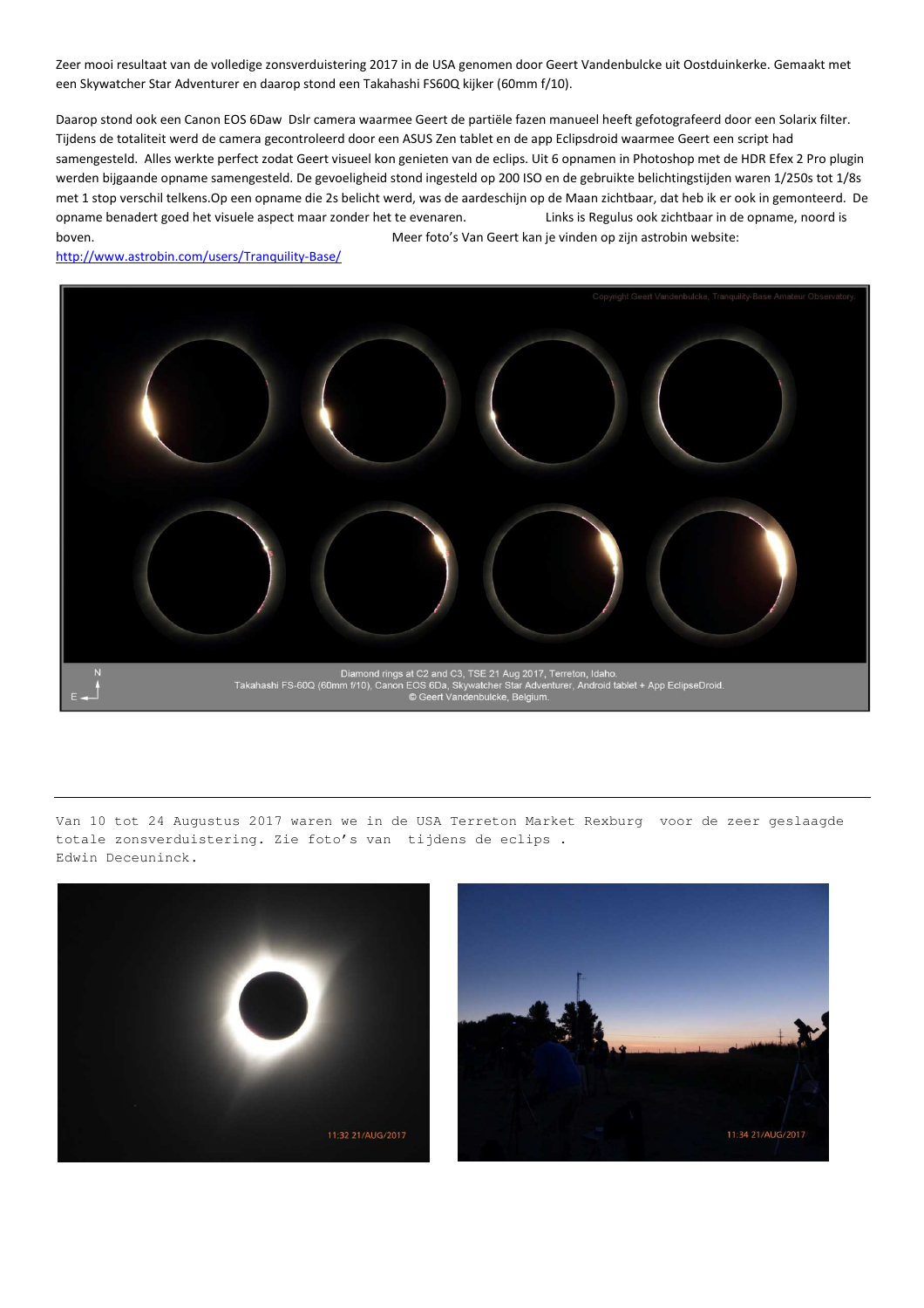Zeer mooi resultaat van de volledige zonsverduistering 2017 in de USA genomen door Geert Vandenbulcke uit Oostduinkerke. Gemaakt met een Skywatcher Star Adventurer en daarop stond een Takahashi FS60Q kijker (60mm f/10).

Daarop stond ook een Canon EOS 6Daw Dslr camera waarmee Geert de partiële fazen manueel heeft gefotografeerd door een Solarix filter. Tijdens de totaliteit werd de camera gecontroleerd door een ASUS Zen tablet en de app Eclipsdroid waarmee Geert een script had samengesteld. Alles werkte perfect zodat Geert visueel kon genieten van de eclips. Uit 6 opnamen in Photoshop met de HDR Efex 2 Pro plugin werden bijgaande opname samengesteld. De gevoeligheid stond ingesteld op 200 ISO en de gebruikte belichtingstijden waren 1/250s tot 1/8s met 1 stop verschil telkens.Op een opname die 2s belicht werd, was de aardeschijn op de Maan zichtbaar, dat heb ik er ook in gemonteerd. De opname benadert goed het visuele aspect maar zonder het te evenaren. Links is Regulus ook zichtbaar in de opname, noord is boven. Meer foto's Van Geert kan je vinden op zijn astrobin website:
http://www.astrobin.com/users/Tranquility-Base/

Diamond rings at C2 and C3, TSE 21 Aug 2017, Terreton, Idaho.
Takahashi FS-60Q (60mm f/10), Canon EOS 6Da, Skywatcher Star Adventurer, Android tablet + App EclipseDroid.
© Geert Vandenbulcke, Belgium.

---

Van 10 tot 24 Augustus 2017 waren we in de USA Terreton Market Rexburg voor de zeer geslaagde totale zonsverduistering. Zie foto's van tijdens de eclips .
Edwin Deceuninck.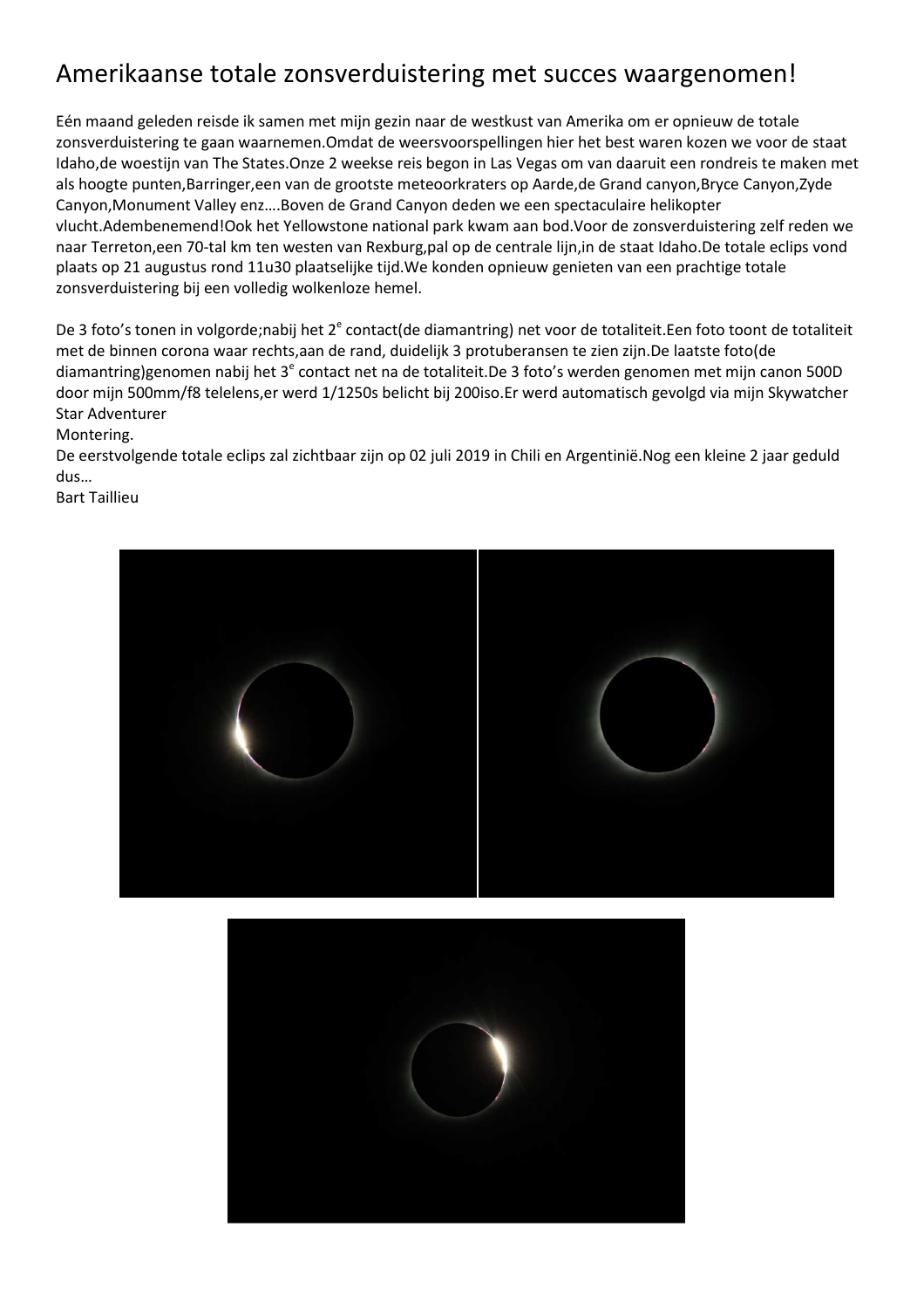# Amerikaanse totale zonsverduistering met succes waargenomen!

Eén maand geleden reisde ik samen met mijn gezin naar de westkust van Amerika om er opnieuw de totale zonsverduistering te gaan waarnemen.Omdat de weersvoorspellingen hier het best waren kozen we voor de staat Idaho,de woestijn van The States.Onze 2 weekse reis begon in Las Vegas om van daaruit een rondreis te maken met als hoogte punten,Barringer,een van de grootste meteoorkraters op Aarde,de Grand canyon,Bryce Canyon,Zyde Canyon,Monument Valley enz….Boven de Grand Canyon deden we een spectaculaire helikopter vlucht.Adembenemend!Ook het Yellowstone national park kwam aan bod.Voor de zonsverduistering zelf reden we naar Terreton,een 70-tal km ten westen van Rexburg,pal op de centrale lijn,in de staat Idaho.De totale eclips vond plaats op 21 augustus rond 11u30 plaatselijke tijd.We konden opnieuw genieten van een prachtige totale zonsverduistering bij een volledig wolkenloze hemel.

De 3 foto's tonen in volgorde;nabij het 2^e contact(de diamantring) net voor de totaliteit.Een foto toont de totaliteit met de binnen corona waar rechts,aan de rand, duidelijk 3 protuberansen te zien zijn.De laatste foto(de diamantring)genomen nabij het 3^e contact net na de totaliteit.De 3 foto's werden genomen met mijn canon 500D door mijn 500mm/f8 telelens,er werd 1/1250s belicht bij 200iso.Er werd automatisch gevolgd via mijn Skywatcher Star Adventurer
Montering.
De eerstvolgende totale eclips zal zichtbaar zijn op 02 juli 2019 in Chili en Argentinië.Nog een kleine 2 jaar geduld dus…
Bart Taillieu